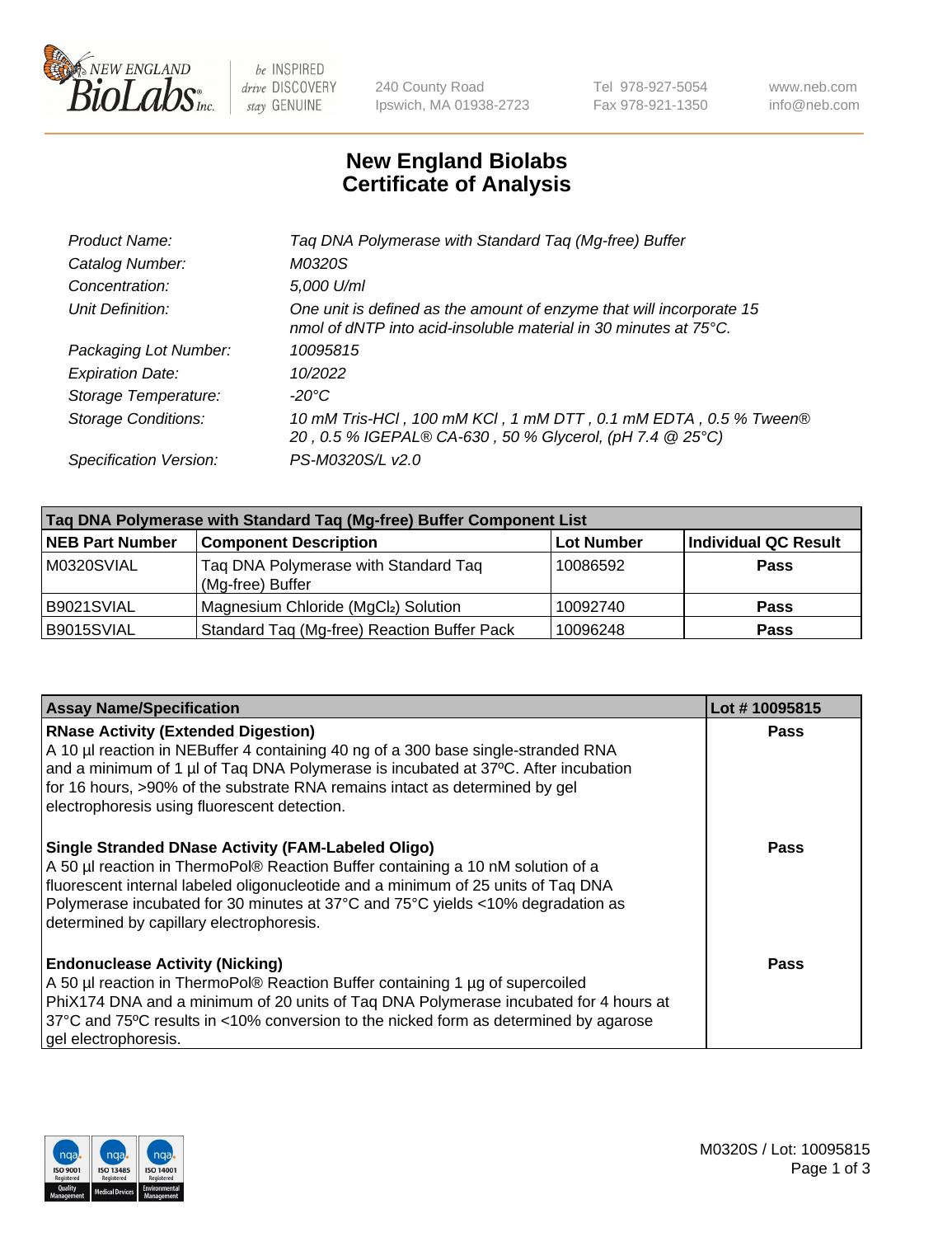# New England Biolabs Certificate of Analysis

| | |
|---|---|
| *Product Name:* | *Taq DNA Polymerase with Standard Taq (Mg-free) Buffer* |
| *Catalog Number:* | *M0320S* |
| *Concentration:* | *5,000 U/ml* |
| *Unit Definition:* | *One unit is defined as the amount of enzyme that will incorporate 15 nmol of dNTP into acid-insoluble material in 30 minutes at 75°C.* |
| *Packaging Lot Number:* | *10095815* |
| *Expiration Date:* | *10/2022* |
| *Storage Temperature:* | *-20°C* |
| *Storage Conditions:* | *10 mM Tris-HCl , 100 mM KCl , 1 mM DTT , 0.1 mM EDTA , 0.5 % Tween® 20 , 0.5 % IGEPAL® CA-630 , 50 % Glycerol, (pH 7.4 @ 25°C)* |
| *Specification Version:* | *PS-M0320S/L v2.0* |

| Taq DNA Polymerase with Standard Taq (Mg-free) Buffer Component List | | | |
|---|---|---|---|
| **NEB Part Number** | **Component Description** | **Lot Number** | **Individual QC Result** |
| M0320SVIAL | Taq DNA Polymerase with Standard Taq (Mg-free) Buffer | 10086592 | **Pass** |
| B9021SVIAL | Magnesium Chloride ($MgCl_2$) Solution | 10092740 | **Pass** |
| B9015SVIAL | Standard Taq (Mg-free) Reaction Buffer Pack | 10096248 | **Pass** |

| Assay Name/Specification | Lot # 10095815 |
|---|---|
| **RNase Activity (Extended Digestion)**<br>A 10 µl reaction in NEBuffer 4 containing 40 ng of a 300 base single-stranded RNA and a minimum of 1 µl of Taq DNA Polymerase is incubated at 37ºC. After incubation for 16 hours, >90% of the substrate RNA remains intact as determined by gel electrophoresis using fluorescent detection. | **Pass** |
| **Single Stranded DNase Activity (FAM-Labeled Oligo)**<br>A 50 µl reaction in ThermoPol® Reaction Buffer containing a 10 nM solution of a fluorescent internal labeled oligonucleotide and a minimum of 25 units of Taq DNA Polymerase incubated for 30 minutes at 37°C and 75°C yields <10% degradation as determined by capillary electrophoresis. | **Pass** |
| **Endonuclease Activity (Nicking)**<br>A 50 µl reaction in ThermoPol® Reaction Buffer containing 1 µg of supercoiled PhiX174 DNA and a minimum of 20 units of Taq DNA Polymerase incubated for 4 hours at 37°C and 75ºC results in <10% conversion to the nicked form as determined by agarose gel electrophoresis. | **Pass** |

M0320S / Lot: 10095815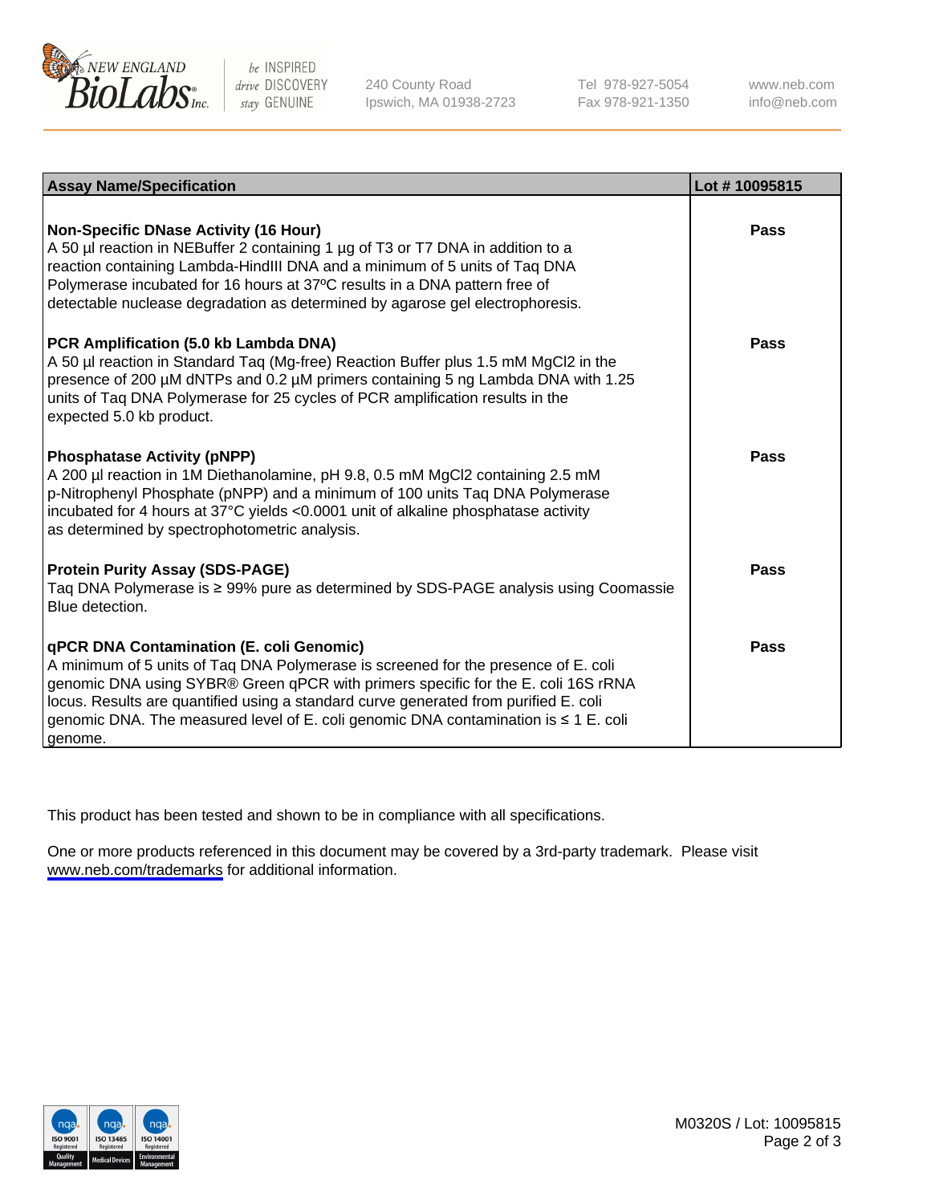| Assay Name/Specification | Lot # 10095815 |
| --- | --- |
| **Non-Specific DNase Activity (16 Hour)**<br>A 50 µl reaction in NEBuffer 2 containing 1 µg of T3 or T7 DNA in addition to a reaction containing Lambda-HindIII DNA and a minimum of 5 units of Taq DNA Polymerase incubated for 16 hours at 37ºC results in a DNA pattern free of detectable nuclease degradation as determined by agarose gel electrophoresis. | **Pass** |
| **PCR Amplification (5.0 kb Lambda DNA)**<br>A 50 µl reaction in Standard Taq (Mg-free) Reaction Buffer plus 1.5 mM MgCl2 in the presence of 200 µM dNTPs and 0.2 µM primers containing 5 ng Lambda DNA with 1.25 units of Taq DNA Polymerase for 25 cycles of PCR amplification results in the expected 5.0 kb product. | **Pass** |
| **Phosphatase Activity (pNPP)**<br>A 200 µl reaction in 1M Diethanolamine, pH 9.8, 0.5 mM MgCl2 containing 2.5 mM p-Nitrophenyl Phosphate (pNPP) and a minimum of 100 units Taq DNA Polymerase incubated for 4 hours at 37°C yields <0.0001 unit of alkaline phosphatase activity as determined by spectrophotometric analysis. | **Pass** |
| **Protein Purity Assay (SDS-PAGE)**<br>Taq DNA Polymerase is ≥ 99% pure as determined by SDS-PAGE analysis using Coomassie Blue detection. | **Pass** |
| **qPCR DNA Contamination (E. coli Genomic)**<br>A minimum of 5 units of Taq DNA Polymerase is screened for the presence of E. coli genomic DNA using SYBR® Green qPCR with primers specific for the E. coli 16S rRNA locus. Results are quantified using a standard curve generated from purified E. coli genomic DNA. The measured level of E. coli genomic DNA contamination is ≤ 1 E. coli genome. | **Pass** |

This product has been tested and shown to be in compliance with all specifications.

One or more products referenced in this document may be covered by a 3rd-party trademark. Please visit www.neb.com/trademarks for additional information.

M0320S / Lot: 10095815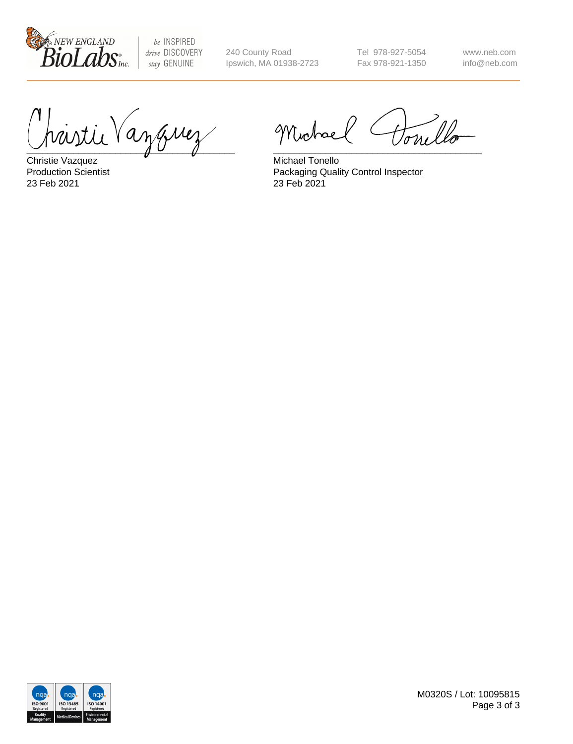Christie Vazquez
Production Scientist
23 Feb 2021

Michael Tonello
Packaging Quality Control Inspector
23 Feb 2021